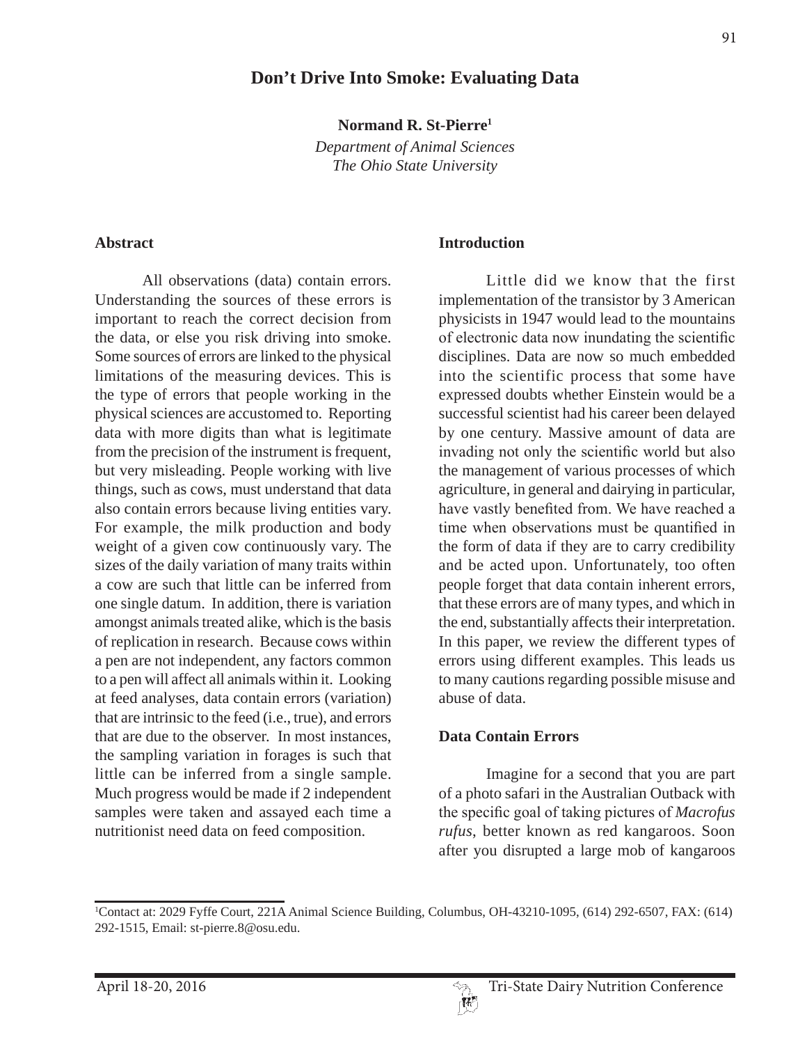# Don't Drive Into Smoke: Evaluating Data

**Normand R. St-Pierre[1]**

*Department of Animal Sciences*
*The Ohio State University*

## Abstract

All observations (data) contain errors. Understanding the sources of these errors is important to reach the correct decision from the data, or else you risk driving into smoke. Some sources of errors are linked to the physical limitations of the measuring devices. This is the type of errors that people working in the physical sciences are accustomed to. Reporting data with more digits than what is legitimate from the precision of the instrument is frequent, but very misleading. People working with live things, such as cows, must understand that data also contain errors because living entities vary. For example, the milk production and body weight of a given cow continuously vary. The sizes of the daily variation of many traits within a cow are such that little can be inferred from one single datum. In addition, there is variation amongst animals treated alike, which is the basis of replication in research. Because cows within a pen are not independent, any factors common to a pen will affect all animals within it. Looking at feed analyses, data contain errors (variation) that are intrinsic to the feed (i.e., true), and errors that are due to the observer. In most instances, the sampling variation in forages is such that little can be inferred from a single sample. Much progress would be made if 2 independent samples were taken and assayed each time a nutritionist need data on feed composition.

## Introduction

Little did we know that the first implementation of the transistor by 3 American physicists in 1947 would lead to the mountains of electronic data now inundating the scientific disciplines. Data are now so much embedded into the scientific process that some have expressed doubts whether Einstein would be a successful scientist had his career been delayed by one century. Massive amount of data are invading not only the scientific world but also the management of various processes of which agriculture, in general and dairying in particular, have vastly benefited from. We have reached a time when observations must be quantified in the form of data if they are to carry credibility and be acted upon. Unfortunately, too often people forget that data contain inherent errors, that these errors are of many types, and which in the end, substantially affects their interpretation. In this paper, we review the different types of errors using different examples. This leads us to many cautions regarding possible misuse and abuse of data.

## Data Contain Errors

Imagine for a second that you are part of a photo safari in the Australian Outback with the specific goal of taking pictures of *Macrofus rufus*, better known as red kangaroos. Soon after you disrupted a large mob of kangaroos

---

[1]Contact at: 2029 Fyffe Court, 221A Animal Science Building, Columbus, OH-43210-1095, (614) 292-6507, FAX: (614) 292-1515, Email: st-pierre.8@osu.edu.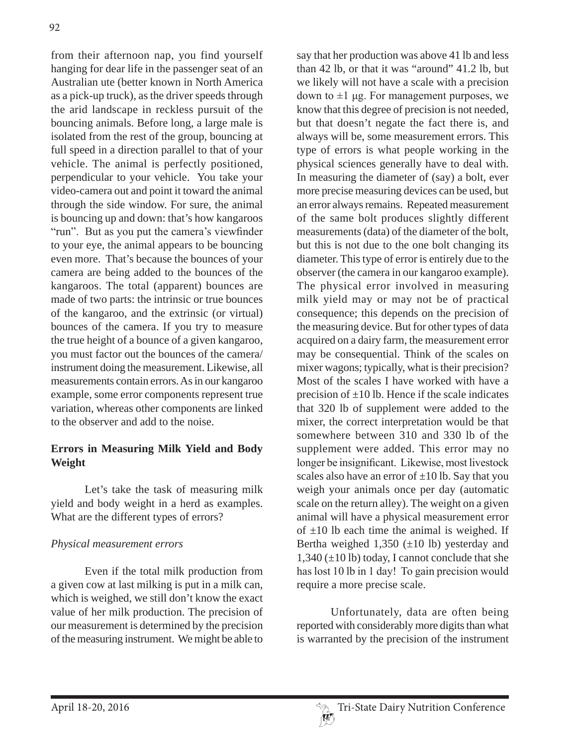from their afternoon nap, you find yourself hanging for dear life in the passenger seat of an Australian ute (better known in North America as a pick-up truck), as the driver speeds through the arid landscape in reckless pursuit of the bouncing animals. Before long, a large male is isolated from the rest of the group, bouncing at full speed in a direction parallel to that of your vehicle. The animal is perfectly positioned, perpendicular to your vehicle. You take your video-camera out and point it toward the animal through the side window. For sure, the animal is bouncing up and down: that's how kangaroos "run". But as you put the camera's viewfinder to your eye, the animal appears to be bouncing even more. That's because the bounces of your camera are being added to the bounces of the kangaroos. The total (apparent) bounces are made of two parts: the intrinsic or true bounces of the kangaroo, and the extrinsic (or virtual) bounces of the camera. If you try to measure the true height of a bounce of a given kangaroo, you must factor out the bounces of the camera/instrument doing the measurement. Likewise, all measurements contain errors. As in our kangaroo example, some error components represent true variation, whereas other components are linked to the observer and add to the noise.

## Errors in Measuring Milk Yield and Body Weight

Let's take the task of measuring milk yield and body weight in a herd as examples. What are the different types of errors?

### *Physical measurement errors*

Even if the total milk production from a given cow at last milking is put in a milk can, which is weighed, we still don't know the exact value of her milk production. The precision of our measurement is determined by the precision of the measuring instrument. We might be able to say that her production was above 41 lb and less than 42 lb, or that it was "around" 41.2 lb, but we likely will not have a scale with a precision down to ±1 μg. For management purposes, we know that this degree of precision is not needed, but that doesn't negate the fact there is, and always will be, some measurement errors. This type of errors is what people working in the physical sciences generally have to deal with. In measuring the diameter of (say) a bolt, ever more precise measuring devices can be used, but an error always remains. Repeated measurement of the same bolt produces slightly different measurements (data) of the diameter of the bolt, but this is not due to the one bolt changing its diameter. This type of error is entirely due to the observer (the camera in our kangaroo example). The physical error involved in measuring milk yield may or may not be of practical consequence; this depends on the precision of the measuring device. But for other types of data acquired on a dairy farm, the measurement error may be consequential. Think of the scales on mixer wagons; typically, what is their precision? Most of the scales I have worked with have a precision of ±10 lb. Hence if the scale indicates that 320 lb of supplement were added to the mixer, the correct interpretation would be that somewhere between 310 and 330 lb of the supplement were added. This error may no longer be insignificant. Likewise, most livestock scales also have an error of ±10 lb. Say that you weigh your animals once per day (automatic scale on the return alley). The weight on a given animal will have a physical measurement error of ±10 lb each time the animal is weighed. If Bertha weighed 1,350 (±10 lb) yesterday and 1,340 (±10 lb) today, I cannot conclude that she has lost 10 lb in 1 day! To gain precision would require a more precise scale.

Unfortunately, data are often being reported with considerably more digits than what is warranted by the precision of the instrument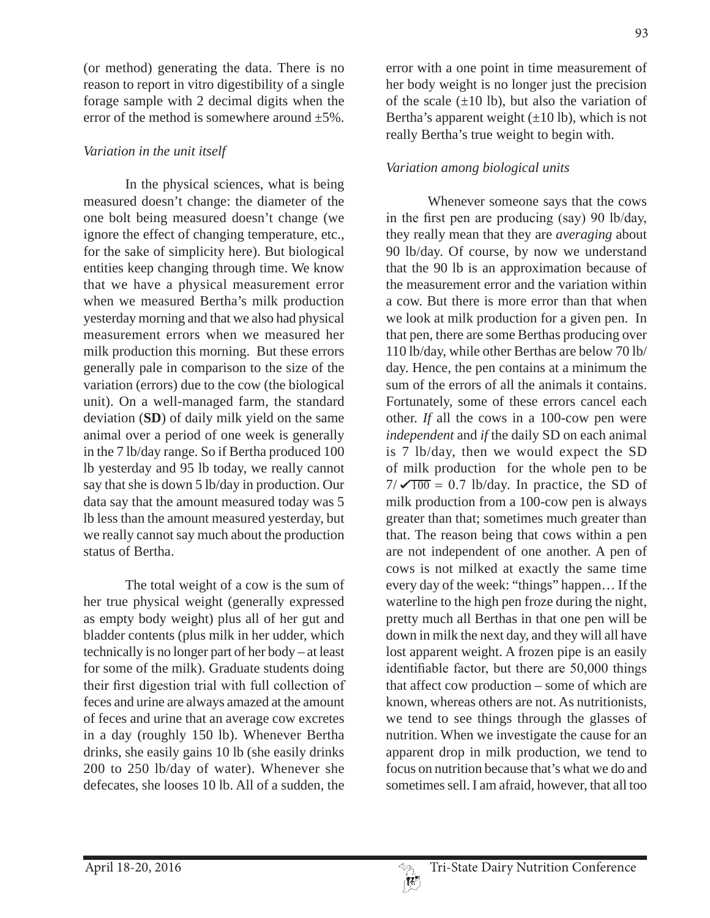(or method) generating the data. There is no reason to report in vitro digestibility of a single forage sample with 2 decimal digits when the error of the method is somewhere around ±5%.

### *Variation in the unit itself*

In the physical sciences, what is being measured doesn't change: the diameter of the one bolt being measured doesn't change (we ignore the effect of changing temperature, etc., for the sake of simplicity here). But biological entities keep changing through time. We know that we have a physical measurement error when we measured Bertha's milk production yesterday morning and that we also had physical measurement errors when we measured her milk production this morning. But these errors generally pale in comparison to the size of the variation (errors) due to the cow (the biological unit). On a well-managed farm, the standard deviation (**SD**) of daily milk yield on the same animal over a period of one week is generally in the 7 lb/day range. So if Bertha produced 100 lb yesterday and 95 lb today, we really cannot say that she is down 5 lb/day in production. Our data say that the amount measured today was 5 lb less than the amount measured yesterday, but we really cannot say much about the production status of Bertha.

The total weight of a cow is the sum of her true physical weight (generally expressed as empty body weight) plus all of her gut and bladder contents (plus milk in her udder, which technically is no longer part of her body – at least for some of the milk). Graduate students doing their first digestion trial with full collection of feces and urine are always amazed at the amount of feces and urine that an average cow excretes in a day (roughly 150 lb). Whenever Bertha drinks, she easily gains 10 lb (she easily drinks 200 to 250 lb/day of water). Whenever she defecates, she looses 10 lb. All of a sudden, the error with a one point in time measurement of her body weight is no longer just the precision of the scale (±10 lb), but also the variation of Bertha's apparent weight (±10 lb), which is not really Bertha's true weight to begin with.

### *Variation among biological units*

Whenever someone says that the cows in the first pen are producing (say) 90 lb/day, they really mean that they are *averaging* about 90 lb/day. Of course, by now we understand that the 90 lb is an approximation because of the measurement error and the variation within a cow. But there is more error than that when we look at milk production for a given pen. In that pen, there are some Berthas producing over 110 lb/day, while other Berthas are below 70 lb/day. Hence, the pen contains at a minimum the sum of the errors of all the animals it contains. Fortunately, some of these errors cancel each other. *If* all the cows in a 100-cow pen were *independent* and *if* the daily SD on each animal is 7 lb/day, then we would expect the SD of milk production for the whole pen to be $7/\sqrt{100} = 0.7$ lb/day. In practice, the SD of milk production from a 100-cow pen is always greater than that; sometimes much greater than that. The reason being that cows within a pen are not independent of one another. A pen of cows is not milked at exactly the same time every day of the week: "things" happen… If the waterline to the high pen froze during the night, pretty much all Berthas in that one pen will be down in milk the next day, and they will all have lost apparent weight. A frozen pipe is an easily identifiable factor, but there are 50,000 things that affect cow production – some of which are known, whereas others are not. As nutritionists, we tend to see things through the glasses of nutrition. When we investigate the cause for an apparent drop in milk production, we tend to focus on nutrition because that's what we do and sometimes sell. I am afraid, however, that all too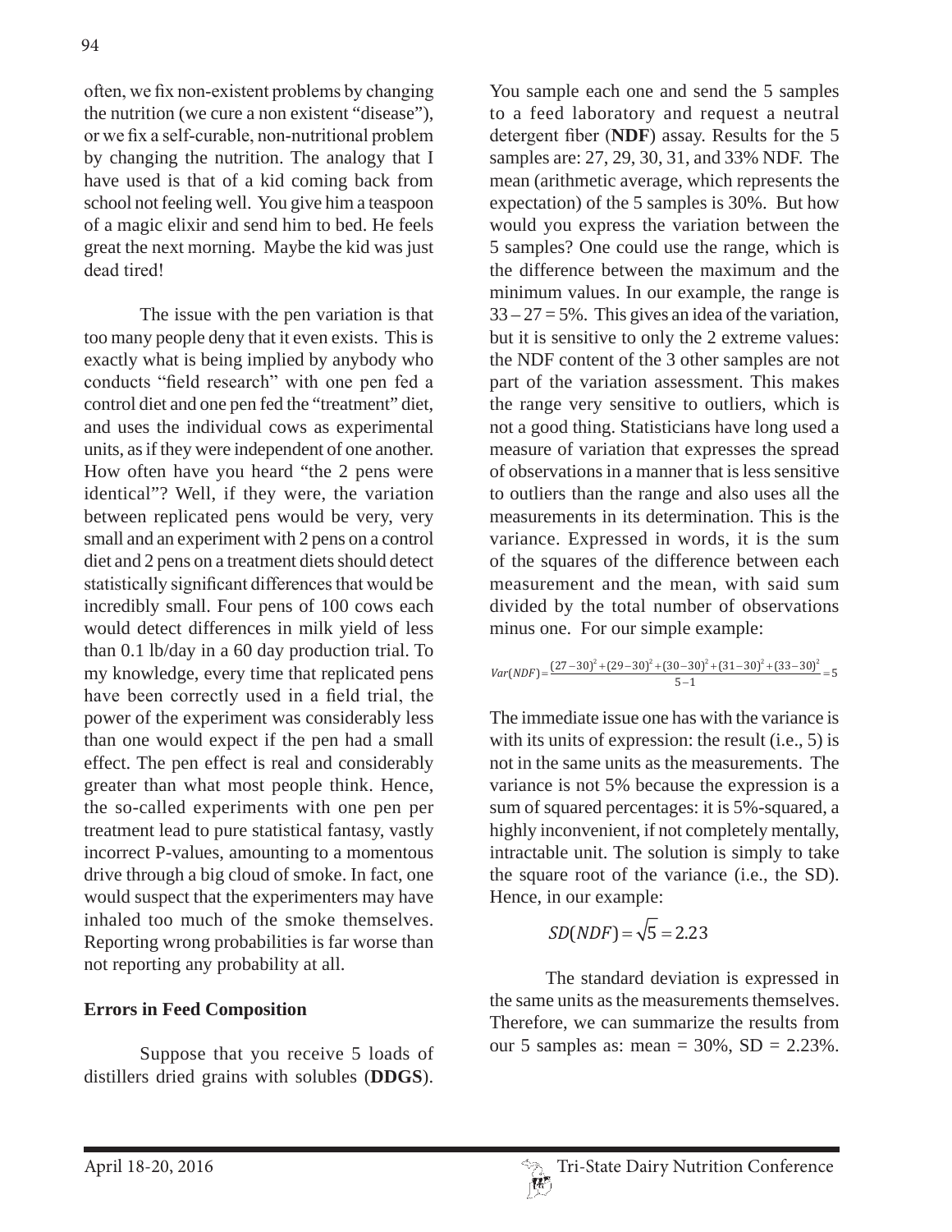often, we fix non-existent problems by changing the nutrition (we cure a non existent "disease"), or we fix a self-curable, non-nutritional problem by changing the nutrition. The analogy that I have used is that of a kid coming back from school not feeling well. You give him a teaspoon of a magic elixir and send him to bed. He feels great the next morning. Maybe the kid was just dead tired!

The issue with the pen variation is that too many people deny that it even exists. This is exactly what is being implied by anybody who conducts "field research" with one pen fed a control diet and one pen fed the "treatment" diet, and uses the individual cows as experimental units, as if they were independent of one another. How often have you heard "the 2 pens were identical"? Well, if they were, the variation between replicated pens would be very, very small and an experiment with 2 pens on a control diet and 2 pens on a treatment diets should detect statistically significant differences that would be incredibly small. Four pens of 100 cows each would detect differences in milk yield of less than 0.1 lb/day in a 60 day production trial. To my knowledge, every time that replicated pens have been correctly used in a field trial, the power of the experiment was considerably less than one would expect if the pen had a small effect. The pen effect is real and considerably greater than what most people think. Hence, the so-called experiments with one pen per treatment lead to pure statistical fantasy, vastly incorrect P-values, amounting to a momentous drive through a big cloud of smoke. In fact, one would suspect that the experimenters may have inhaled too much of the smoke themselves. Reporting wrong probabilities is far worse than not reporting any probability at all.

## Errors in Feed Composition

Suppose that you receive 5 loads of distillers dried grains with solubles (**DDGS**). You sample each one and send the 5 samples to a feed laboratory and request a neutral detergent fiber (**NDF**) assay. Results for the 5 samples are: 27, 29, 30, 31, and 33% NDF. The mean (arithmetic average, which represents the expectation) of the 5 samples is 30%. But how would you express the variation between the 5 samples? One could use the range, which is the difference between the maximum and the minimum values. In our example, the range is 33 – 27 = 5%. This gives an idea of the variation, but it is sensitive to only the 2 extreme values: the NDF content of the 3 other samples are not part of the variation assessment. This makes the range very sensitive to outliers, which is not a good thing. Statisticians have long used a measure of variation that expresses the spread of observations in a manner that is less sensitive to outliers than the range and also uses all the measurements in its determination. This is the variance. Expressed in words, it is the sum of the squares of the difference between each measurement and the mean, with said sum divided by the total number of observations minus one. For our simple example:

$$Var(NDF) = \frac{(27-30)^2 + (29-30)^2 + (30-30)^2 + (31-30)^2 + (33-30)^2}{5-1} = 5$$

The immediate issue one has with the variance is with its units of expression: the result (i.e., 5) is not in the same units as the measurements. The variance is not 5% because the expression is a sum of squared percentages: it is 5%-squared, a highly inconvenient, if not completely mentally, intractable unit. The solution is simply to take the square root of the variance (i.e., the SD). Hence, in our example:

$$SD(NDF) = \sqrt{5} = 2.23$$

The standard deviation is expressed in the same units as the measurements themselves. Therefore, we can summarize the results from our 5 samples as: mean = 30%, SD = 2.23%.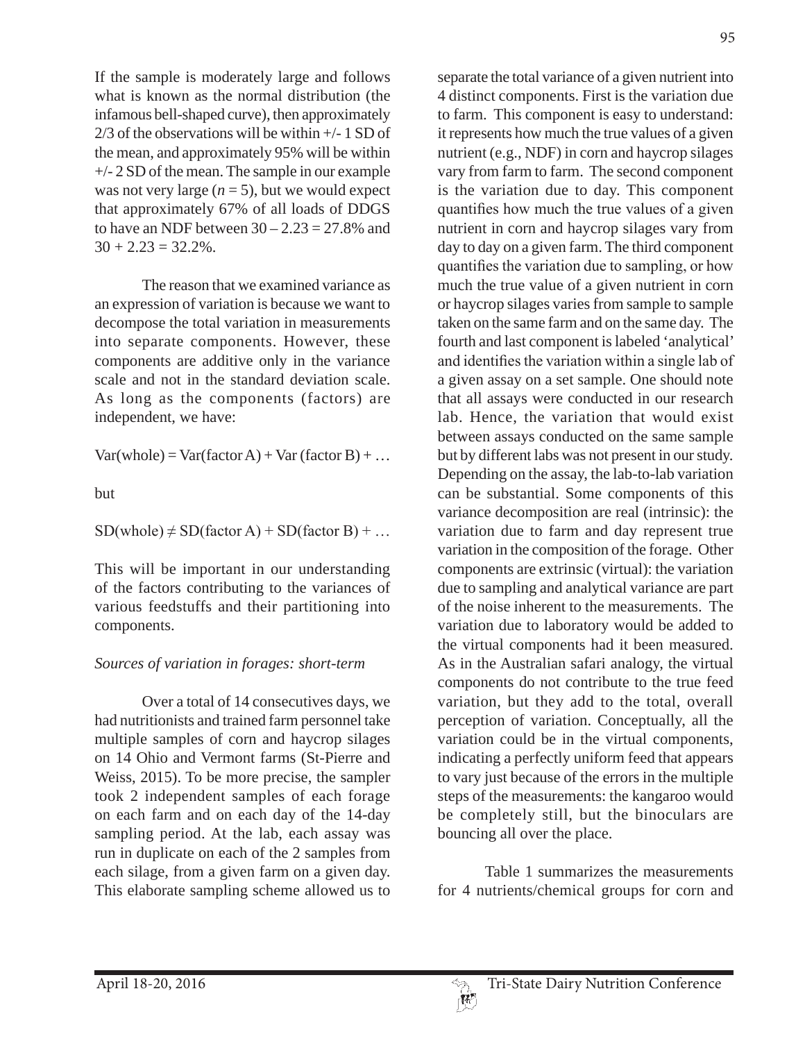If the sample is moderately large and follows what is known as the normal distribution (the infamous bell-shaped curve), then approximately 2/3 of the observations will be within +/- 1 SD of the mean, and approximately 95% will be within +/- 2 SD of the mean. The sample in our example was not very large ($n = 5$), but we would expect that approximately 67% of all loads of DDGS to have an NDF between $30 - 2.23 = 27.8\%$ and $30 + 2.23 = 32.2\%$.

The reason that we examined variance as an expression of variation is because we want to decompose the total variation in measurements into separate components. However, these components are additive only in the variance scale and not in the standard deviation scale. As long as the components (factors) are independent, we have:

$$\text{Var(whole)} = \text{Var(factor A)} + \text{Var (factor B)} + \ldots$$

but

$$\text{SD(whole)} \neq \text{SD(factor A)} + \text{SD(factor B)} + \ldots$$

This will be important in our understanding of the factors contributing to the variances of various feedstuffs and their partitioning into components.

*Sources of variation in forages: short-term*

Over a total of 14 consecutives days, we had nutritionists and trained farm personnel take multiple samples of corn and haycrop silages on 14 Ohio and Vermont farms (St-Pierre and Weiss, 2015). To be more precise, the sampler took 2 independent samples of each forage on each farm and on each day of the 14-day sampling period. At the lab, each assay was run in duplicate on each of the 2 samples from each silage, from a given farm on a given day. This elaborate sampling scheme allowed us to separate the total variance of a given nutrient into 4 distinct components. First is the variation due to farm. This component is easy to understand: it represents how much the true values of a given nutrient (e.g., NDF) in corn and haycrop silages vary from farm to farm. The second component is the variation due to day. This component quantifies how much the true values of a given nutrient in corn and haycrop silages vary from day to day on a given farm. The third component quantifies the variation due to sampling, or how much the true value of a given nutrient in corn or haycrop silages varies from sample to sample taken on the same farm and on the same day. The fourth and last component is labeled 'analytical' and identifies the variation within a single lab of a given assay on a set sample. One should note that all assays were conducted in our research lab. Hence, the variation that would exist between assays conducted on the same sample but by different labs was not present in our study. Depending on the assay, the lab-to-lab variation can be substantial. Some components of this variance decomposition are real (intrinsic): the variation due to farm and day represent true variation in the composition of the forage. Other components are extrinsic (virtual): the variation due to sampling and analytical variance are part of the noise inherent to the measurements. The variation due to laboratory would be added to the virtual components had it been measured. As in the Australian safari analogy, the virtual components do not contribute to the true feed variation, but they add to the total, overall perception of variation. Conceptually, all the variation could be in the virtual components, indicating a perfectly uniform feed that appears to vary just because of the errors in the multiple steps of the measurements: the kangaroo would be completely still, but the binoculars are bouncing all over the place.

Table 1 summarizes the measurements for 4 nutrients/chemical groups for corn and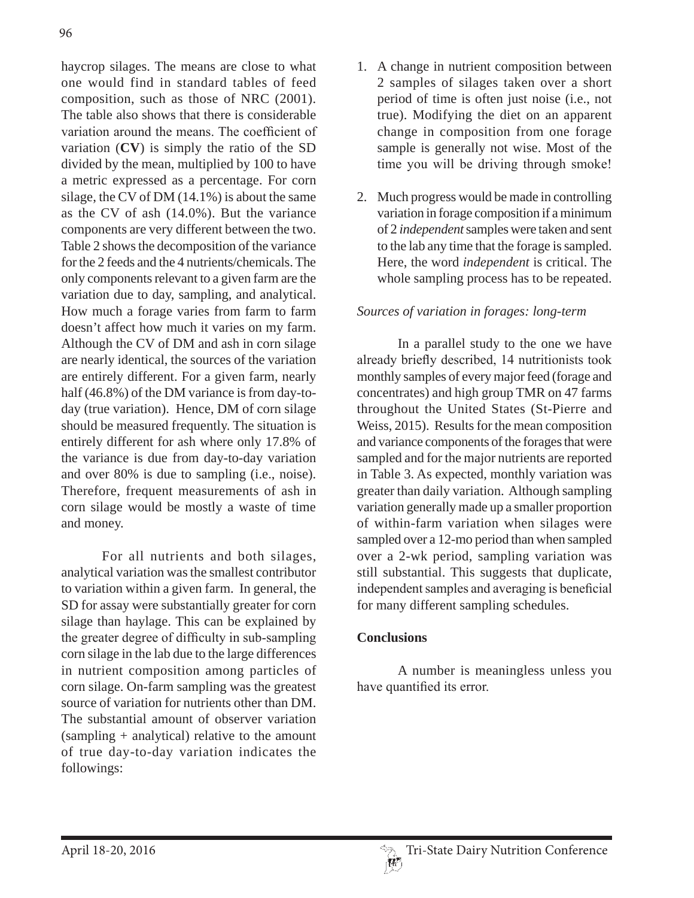haycrop silages. The means are close to what one would find in standard tables of feed composition, such as those of NRC (2001). The table also shows that there is considerable variation around the means. The coefficient of variation (**CV**) is simply the ratio of the SD divided by the mean, multiplied by 100 to have a metric expressed as a percentage. For corn silage, the CV of DM (14.1%) is about the same as the CV of ash (14.0%). But the variance components are very different between the two. Table 2 shows the decomposition of the variance for the 2 feeds and the 4 nutrients/chemicals. The only components relevant to a given farm are the variation due to day, sampling, and analytical. How much a forage varies from farm to farm doesn't affect how much it varies on my farm. Although the CV of DM and ash in corn silage are nearly identical, the sources of the variation are entirely different. For a given farm, nearly half (46.8%) of the DM variance is from day-to-day (true variation). Hence, DM of corn silage should be measured frequently. The situation is entirely different for ash where only 17.8% of the variance is due from day-to-day variation and over 80% is due to sampling (i.e., noise). Therefore, frequent measurements of ash in corn silage would be mostly a waste of time and money.

For all nutrients and both silages, analytical variation was the smallest contributor to variation within a given farm. In general, the SD for assay were substantially greater for corn silage than haylage. This can be explained by the greater degree of difficulty in sub-sampling corn silage in the lab due to the large differences in nutrient composition among particles of corn silage. On-farm sampling was the greatest source of variation for nutrients other than DM. The substantial amount of observer variation (sampling + analytical) relative to the amount of true day-to-day variation indicates the followings:

1. A change in nutrient composition between 2 samples of silages taken over a short period of time is often just noise (i.e., not true). Modifying the diet on an apparent change in composition from one forage sample is generally not wise. Most of the time you will be driving through smoke!

2. Much progress would be made in controlling variation in forage composition if a minimum of 2 *independent* samples were taken and sent to the lab any time that the forage is sampled. Here, the word *independent* is critical. The whole sampling process has to be repeated.

*Sources of variation in forages: long-term*

In a parallel study to the one we have already briefly described, 14 nutritionists took monthly samples of every major feed (forage and concentrates) and high group TMR on 47 farms throughout the United States (St-Pierre and Weiss, 2015). Results for the mean composition and variance components of the forages that were sampled and for the major nutrients are reported in Table 3. As expected, monthly variation was greater than daily variation. Although sampling variation generally made up a smaller proportion of within-farm variation when silages were sampled over a 12-mo period than when sampled over a 2-wk period, sampling variation was still substantial. This suggests that duplicate, independent samples and averaging is beneficial for many different sampling schedules.

## Conclusions

A number is meaningless unless you have quantified its error.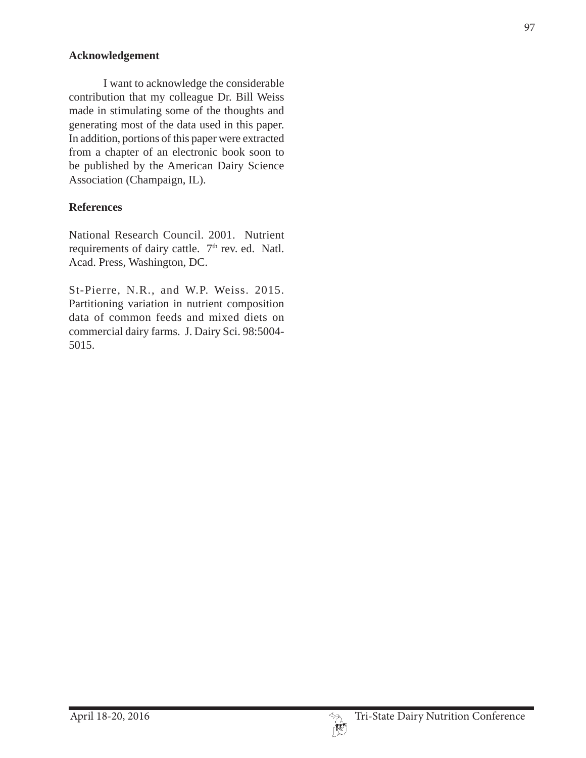## Acknowledgement

I want to acknowledge the considerable contribution that my colleague Dr. Bill Weiss made in stimulating some of the thoughts and generating most of the data used in this paper. In addition, portions of this paper were extracted from a chapter of an electronic book soon to be published by the American Dairy Science Association (Champaign, IL).

## References

National Research Council. 2001. Nutrient requirements of dairy cattle. 7th rev. ed. Natl. Acad. Press, Washington, DC.

St-Pierre, N.R., and W.P. Weiss. 2015. Partitioning variation in nutrient composition data of common feeds and mixed diets on commercial dairy farms. J. Dairy Sci. 98:5004-5015.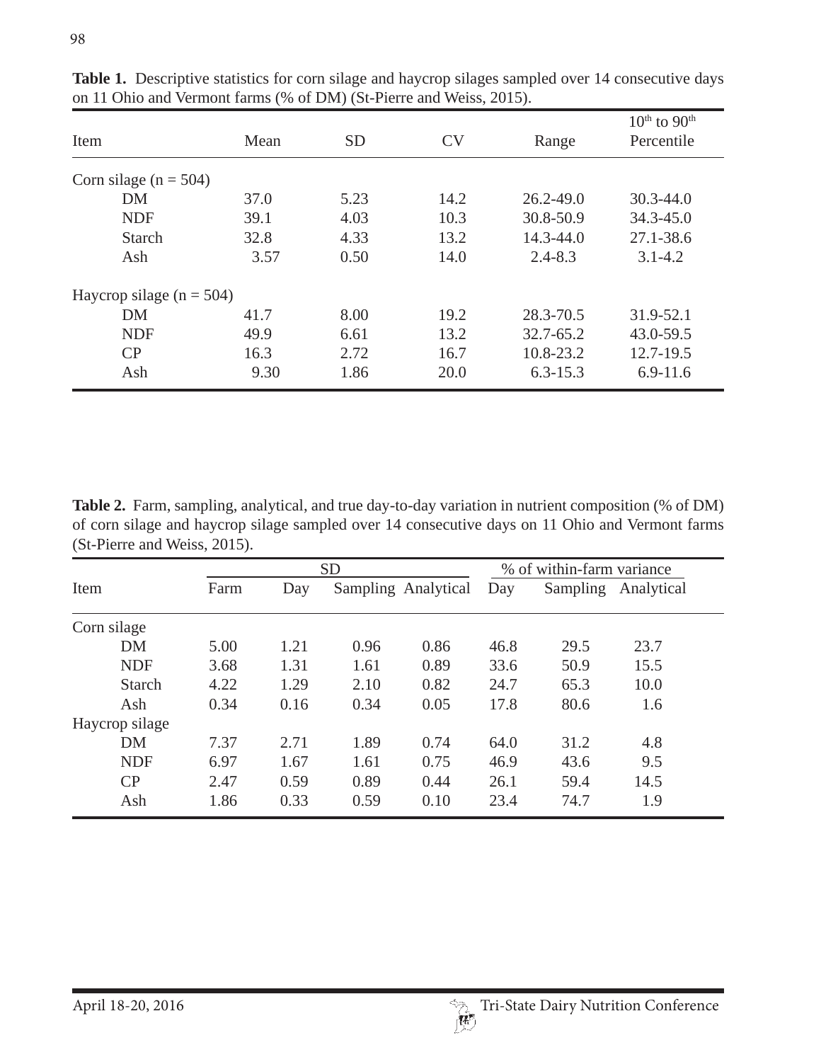**Table 1.** Descriptive statistics for corn silage and haycrop silages sampled over 14 consecutive days on 11 Ohio and Vermont farms (% of DM) (St-Pierre and Weiss, 2015).

| Item | Mean | SD | CV | Range | 10th to 90th Percentile |
|---|---|---|---|---|---|
| Corn silage (n = 504) | | | | | |
| DM | 37.0 | 5.23 | 14.2 | 26.2-49.0 | 30.3-44.0 |
| NDF | 39.1 | 4.03 | 10.3 | 30.8-50.9 | 34.3-45.0 |
| Starch | 32.8 | 4.33 | 13.2 | 14.3-44.0 | 27.1-38.6 |
| Ash | 3.57 | 0.50 | 14.0 | 2.4-8.3 | 3.1-4.2 |
| Haycrop silage (n = 504) | | | | | |
| DM | 41.7 | 8.00 | 19.2 | 28.3-70.5 | 31.9-52.1 |
| NDF | 49.9 | 6.61 | 13.2 | 32.7-65.2 | 43.0-59.5 |
| CP | 16.3 | 2.72 | 16.7 | 10.8-23.2 | 12.7-19.5 |
| Ash | 9.30 | 1.86 | 20.0 | 6.3-15.3 | 6.9-11.6 |

**Table 2.** Farm, sampling, analytical, and true day-to-day variation in nutrient composition (% of DM) of corn silage and haycrop silage sampled over 14 consecutive days on 11 Ohio and Vermont farms (St-Pierre and Weiss, 2015).

| | SD | | | | % of within-farm variance | | |
|---|---|---|---|---|---|---|---|
| Item | Farm | Day | Sampling | Analytical | Day | Sampling | Analytical |
| Corn silage | | | | | | | |
| DM | 5.00 | 1.21 | 0.96 | 0.86 | 46.8 | 29.5 | 23.7 |
| NDF | 3.68 | 1.31 | 1.61 | 0.89 | 33.6 | 50.9 | 15.5 |
| Starch | 4.22 | 1.29 | 2.10 | 0.82 | 24.7 | 65.3 | 10.0 |
| Ash | 0.34 | 0.16 | 0.34 | 0.05 | 17.8 | 80.6 | 1.6 |
| Haycrop silage | | | | | | | |
| DM | 7.37 | 2.71 | 1.89 | 0.74 | 64.0 | 31.2 | 4.8 |
| NDF | 6.97 | 1.67 | 1.61 | 0.75 | 46.9 | 43.6 | 9.5 |
| CP | 2.47 | 0.59 | 0.89 | 0.44 | 26.1 | 59.4 | 14.5 |
| Ash | 1.86 | 0.33 | 0.59 | 0.10 | 23.4 | 74.7 | 1.9 |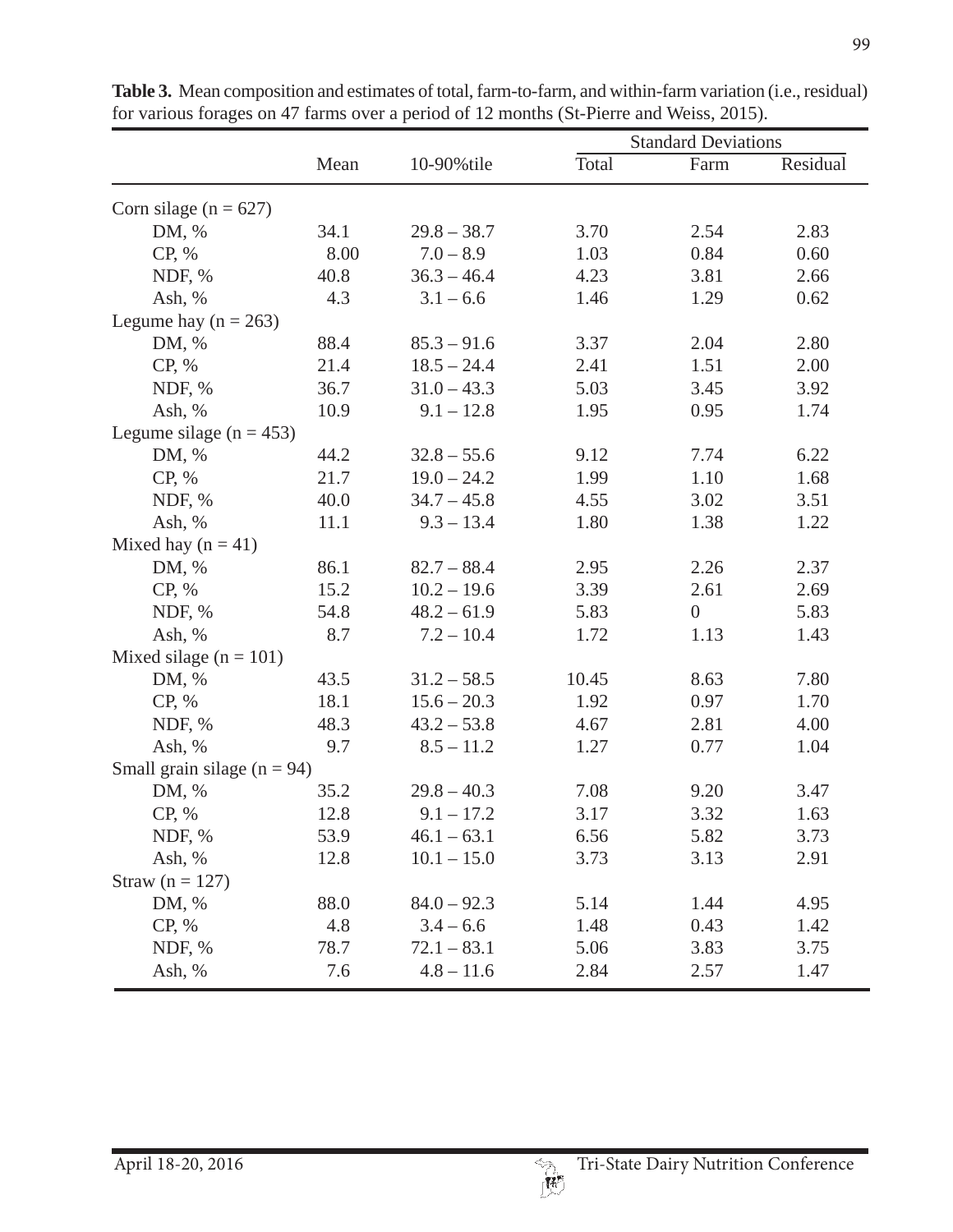**Table 3.** Mean composition and estimates of total, farm-to-farm, and within-farm variation (i.e., residual) for various forages on 47 farms over a period of 12 months (St-Pierre and Weiss, 2015).

| | Mean | 10-90%tile | Standard Deviations | | |
|---|---|---|---|---|---|
| | | | Total | Farm | Residual |
| Corn silage (n = 627) | | | | | |
| DM, % | 34.1 | 29.8 – 38.7 | 3.70 | 2.54 | 2.83 |
| CP, % | 8.00 | 7.0 – 8.9 | 1.03 | 0.84 | 0.60 |
| NDF, % | 40.8 | 36.3 – 46.4 | 4.23 | 3.81 | 2.66 |
| Ash, % | 4.3 | 3.1 – 6.6 | 1.46 | 1.29 | 0.62 |
| Legume hay (n = 263) | | | | | |
| DM, % | 88.4 | 85.3 – 91.6 | 3.37 | 2.04 | 2.80 |
| CP, % | 21.4 | 18.5 – 24.4 | 2.41 | 1.51 | 2.00 |
| NDF, % | 36.7 | 31.0 – 43.3 | 5.03 | 3.45 | 3.92 |
| Ash, % | 10.9 | 9.1 – 12.8 | 1.95 | 0.95 | 1.74 |
| Legume silage (n = 453) | | | | | |
| DM, % | 44.2 | 32.8 – 55.6 | 9.12 | 7.74 | 6.22 |
| CP, % | 21.7 | 19.0 – 24.2 | 1.99 | 1.10 | 1.68 |
| NDF, % | 40.0 | 34.7 – 45.8 | 4.55 | 3.02 | 3.51 |
| Ash, % | 11.1 | 9.3 – 13.4 | 1.80 | 1.38 | 1.22 |
| Mixed hay (n = 41) | | | | | |
| DM, % | 86.1 | 82.7 – 88.4 | 2.95 | 2.26 | 2.37 |
| CP, % | 15.2 | 10.2 – 19.6 | 3.39 | 2.61 | 2.69 |
| NDF, % | 54.8 | 48.2 – 61.9 | 5.83 | 0 | 5.83 |
| Ash, % | 8.7 | 7.2 – 10.4 | 1.72 | 1.13 | 1.43 |
| Mixed silage (n = 101) | | | | | |
| DM, % | 43.5 | 31.2 – 58.5 | 10.45 | 8.63 | 7.80 |
| CP, % | 18.1 | 15.6 – 20.3 | 1.92 | 0.97 | 1.70 |
| NDF, % | 48.3 | 43.2 – 53.8 | 4.67 | 2.81 | 4.00 |
| Ash, % | 9.7 | 8.5 – 11.2 | 1.27 | 0.77 | 1.04 |
| Small grain silage (n = 94) | | | | | |
| DM, % | 35.2 | 29.8 – 40.3 | 7.08 | 9.20 | 3.47 |
| CP, % | 12.8 | 9.1 – 17.2 | 3.17 | 3.32 | 1.63 |
| NDF, % | 53.9 | 46.1 – 63.1 | 6.56 | 5.82 | 3.73 |
| Ash, % | 12.8 | 10.1 – 15.0 | 3.73 | 3.13 | 2.91 |
| Straw (n = 127) | | | | | |
| DM, % | 88.0 | 84.0 – 92.3 | 5.14 | 1.44 | 4.95 |
| CP, % | 4.8 | 3.4 – 6.6 | 1.48 | 0.43 | 1.42 |
| NDF, % | 78.7 | 72.1 – 83.1 | 5.06 | 3.83 | 3.75 |
| Ash, % | 7.6 | 4.8 – 11.6 | 2.84 | 2.57 | 1.47 |